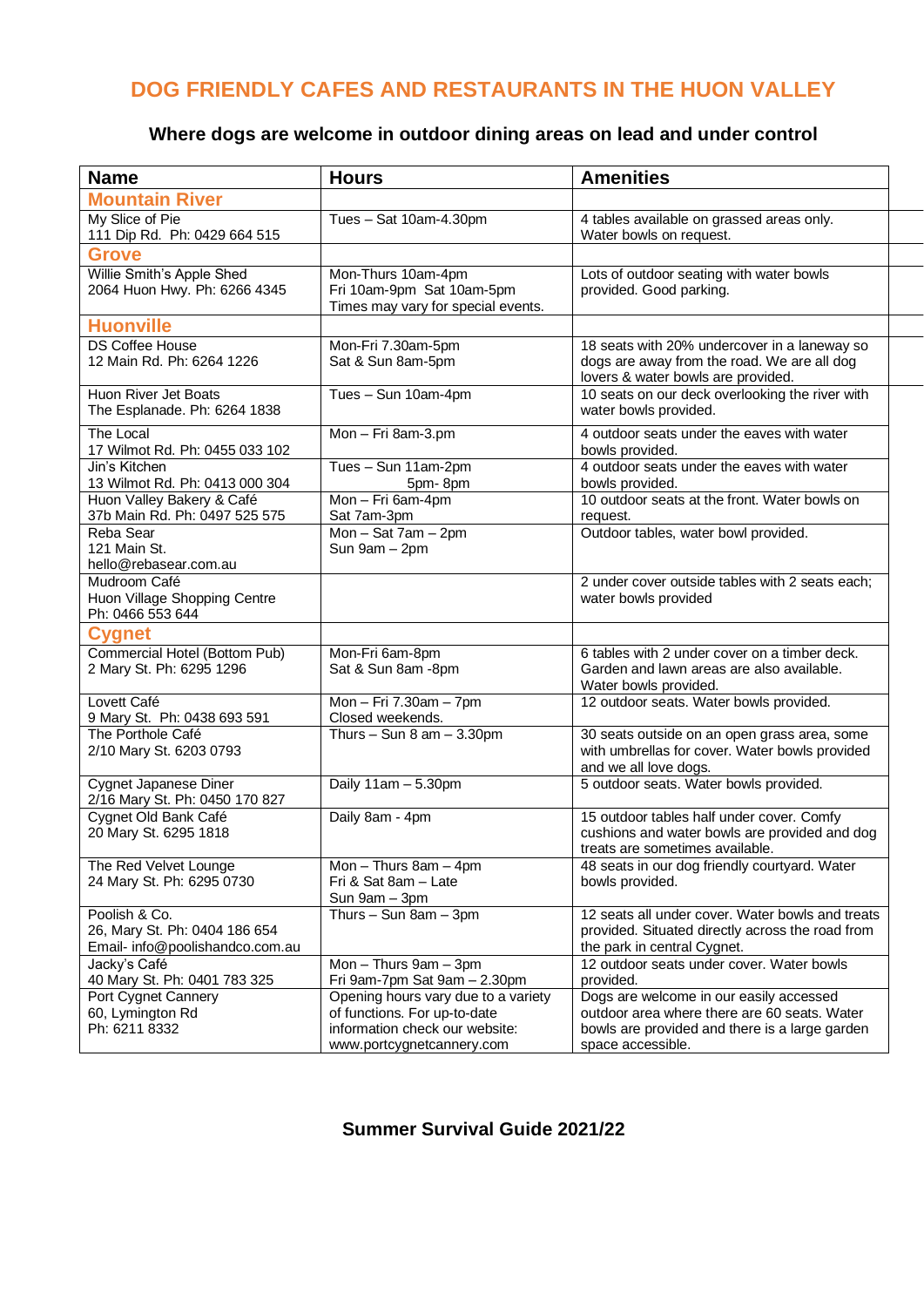# DOG FRIENDLY CAFES AND RESTAURANTS IN THE HUON VALLEY

## Where dogs are welcome in outdoor dining areas on lead and under control

| Name | Hours | Amenities |
|---|---|---|
| **Mountain River** | | |
| My Slice of Pie<br>111 Dip Rd. Ph: 0429 664 515 | Tues – Sat 10am-4.30pm | 4 tables available on grassed areas only. Water bowls on request. |
| **Grove** | | |
| Willie Smith's Apple Shed<br>2064 Huon Hwy. Ph: 6266 4345 | Mon-Thurs 10am-4pm<br>Fri 10am-9pm Sat 10am-5pm<br>Times may vary for special events. | Lots of outdoor seating with water bowls provided. Good parking. |
| **Huonville** | | |
| DS Coffee House<br>12 Main Rd. Ph: 6264 1226 | Mon-Fri 7.30am-5pm<br>Sat & Sun 8am-5pm | 18 seats with 20% undercover in a laneway so dogs are away from the road. We are all dog lovers & water bowls are provided. |
| Huon River Jet Boats<br>The Esplanade. Ph: 6264 1838 | Tues – Sun 10am-4pm | 10 seats on our deck overlooking the river with water bowls provided. |
| The Local<br>17 Wilmot Rd. Ph: 0455 033 102 | Mon – Fri 8am-3.pm | 4 outdoor seats under the eaves with water bowls provided. |
| Jin's Kitchen<br>13 Wilmot Rd. Ph: 0413 000 304 | Tues – Sun 11am-2pm<br>5pm- 8pm | 4 outdoor seats under the eaves with water bowls provided. |
| Huon Valley Bakery & Café<br>37b Main Rd. Ph: 0497 525 575 | Mon – Fri 6am-4pm<br>Sat 7am-3pm | 10 outdoor seats at the front. Water bowls on request. |
| Reba Sear<br>121 Main St.<br>hello@rebasear.com.au | Mon – Sat 7am – 2pm<br>Sun 9am – 2pm | Outdoor tables, water bowl provided. |
| Mudroom Café<br>Huon Village Shopping Centre<br>Ph: 0466 553 644 | | 2 under cover outside tables with 2 seats each; water bowls provided |
| **Cygnet** | | |
| Commercial Hotel (Bottom Pub)<br>2 Mary St. Ph: 6295 1296 | Mon-Fri 6am-8pm<br>Sat & Sun 8am -8pm | 6 tables with 2 under cover on a timber deck. Garden and lawn areas are also available. Water bowls provided. |
| Lovett Café<br>9 Mary St. Ph: 0438 693 591 | Mon – Fri 7.30am – 7pm<br>Closed weekends. | 12 outdoor seats. Water bowls provided. |
| The Porthole Café<br>2/10 Mary St. 6203 0793 | Thurs – Sun 8 am – 3.30pm | 30 seats outside on an open grass area, some with umbrellas for cover. Water bowls provided and we all love dogs. |
| Cygnet Japanese Diner<br>2/16 Mary St. Ph: 0450 170 827 | Daily 11am – 5.30pm | 5 outdoor seats. Water bowls provided. |
| Cygnet Old Bank Café<br>20 Mary St. 6295 1818 | Daily 8am - 4pm | 15 outdoor tables half under cover. Comfy cushions and water bowls are provided and dog treats are sometimes available. |
| The Red Velvet Lounge<br>24 Mary St. Ph: 6295 0730 | Mon – Thurs 8am – 4pm<br>Fri & Sat 8am – Late<br>Sun 9am – 3pm | 48 seats in our dog friendly courtyard. Water bowls provided. |
| Poolish & Co.<br>26, Mary St. Ph: 0404 186 654<br>Email- info@poolishandco.com.au | Thurs – Sun 8am – 3pm | 12 seats all under cover. Water bowls and treats provided. Situated directly across the road from the park in central Cygnet. |
| Jacky's Café<br>40 Mary St. Ph: 0401 783 325 | Mon – Thurs 9am – 3pm<br>Fri 9am-7pm Sat 9am – 2.30pm | 12 outdoor seats under cover. Water bowls provided. |
| Port Cygnet Cannery<br>60, Lymington Rd<br>Ph: 6211 8332 | Opening hours vary due to a variety of functions. For up-to-date information check our website: www.portcygnetcannery.com | Dogs are welcome in our easily accessed outdoor area where there are 60 seats. Water bowls are provided and there is a large garden space accessible. |

**Summer Survival Guide 2021/22**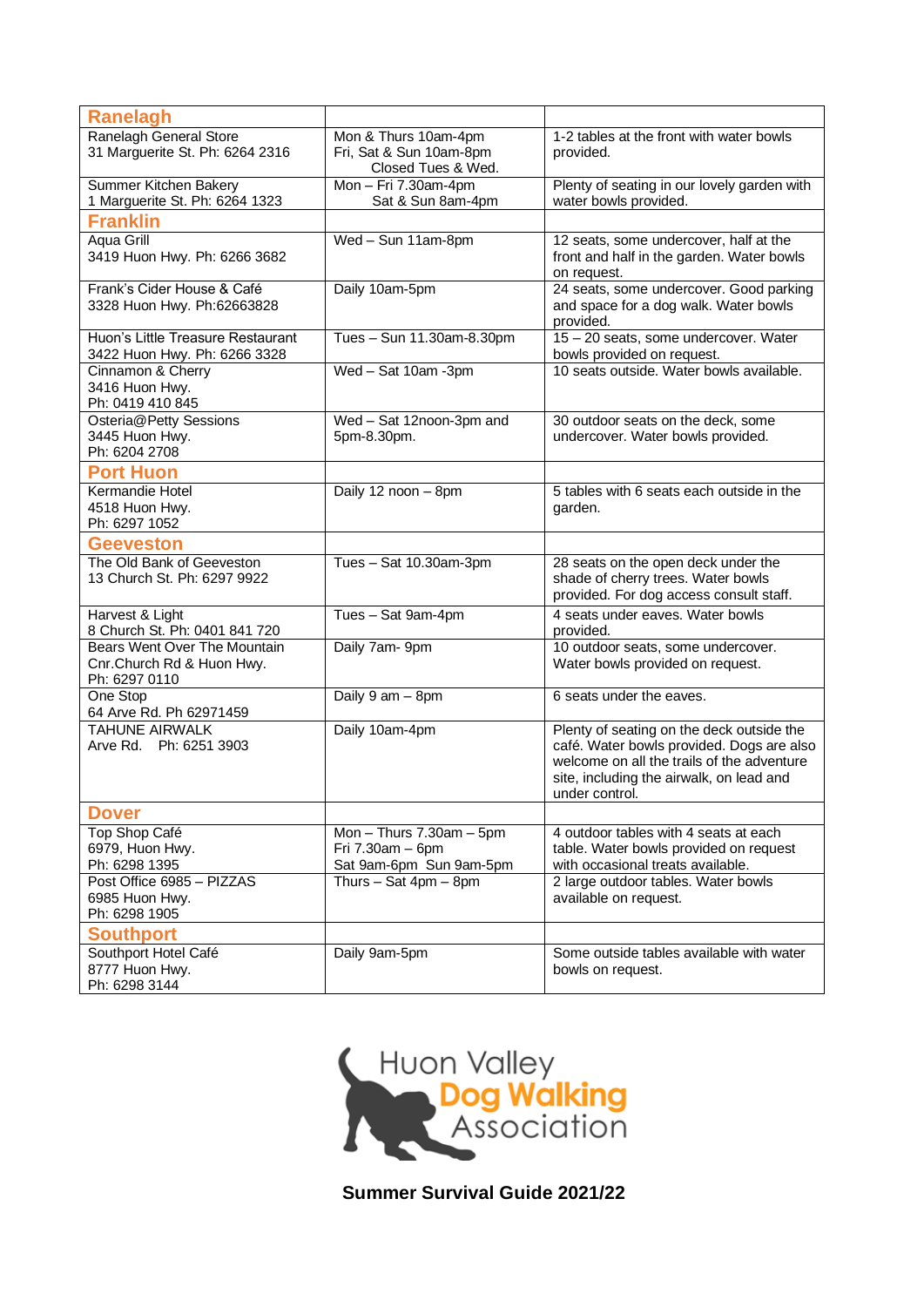| | | |
|---|---|---|
| **Ranelagh** | | |
| Ranelagh General Store<br>31 Marguerite St. Ph: 6264 2316 | Mon & Thurs 10am-4pm<br>Fri, Sat & Sun 10am-8pm<br>Closed Tues & Wed. | 1-2 tables at the front with water bowls provided. |
| Summer Kitchen Bakery<br>1 Marguerite St. Ph: 6264 1323 | Mon – Fri 7.30am-4pm<br>Sat & Sun 8am-4pm | Plenty of seating in our lovely garden with water bowls provided. |
| **Franklin** | | |
| Aqua Grill<br>3419 Huon Hwy. Ph: 6266 3682 | Wed – Sun 11am-8pm | 12 seats, some undercover, half at the front and half in the garden. Water bowls on request. |
| Frank's Cider House & Café<br>3328 Huon Hwy. Ph:62663828 | Daily 10am-5pm | 24 seats, some undercover. Good parking and space for a dog walk. Water bowls provided. |
| Huon's Little Treasure Restaurant<br>3422 Huon Hwy. Ph: 6266 3328 | Tues – Sun 11.30am-8.30pm | 15 – 20 seats, some undercover. Water bowls provided on request. |
| Cinnamon & Cherry<br>3416 Huon Hwy.<br>Ph: 0419 410 845 | Wed – Sat 10am -3pm | 10 seats outside. Water bowls available. |
| Osteria@Petty Sessions<br>3445 Huon Hwy.<br>Ph: 6204 2708 | Wed – Sat 12noon-3pm and 5pm-8.30pm. | 30 outdoor seats on the deck, some undercover. Water bowls provided. |
| **Port Huon** | | |
| Kermandie Hotel<br>4518 Huon Hwy.<br>Ph: 6297 1052 | Daily 12 noon – 8pm | 5 tables with 6 seats each outside in the garden. |
| **Geeveston** | | |
| The Old Bank of Geeveston<br>13 Church St. Ph: 6297 9922 | Tues – Sat 10.30am-3pm | 28 seats on the open deck under the shade of cherry trees. Water bowls provided. For dog access consult staff. |
| Harvest & Light<br>8 Church St. Ph: 0401 841 720 | Tues – Sat 9am-4pm | 4 seats under eaves. Water bowls provided. |
| Bears Went Over The Mountain<br>Cnr.Church Rd & Huon Hwy.<br>Ph: 6297 0110 | Daily 7am- 9pm | 10 outdoor seats, some undercover. Water bowls provided on request. |
| One Stop<br>64 Arve Rd. Ph 62971459 | Daily 9 am – 8pm | 6 seats under the eaves. |
| TAHUNE AIRWALK<br>Arve Rd. Ph: 6251 3903 | Daily 10am-4pm | Plenty of seating on the deck outside the café. Water bowls provided. Dogs are also welcome on all the trails of the adventure site, including the airwalk, on lead and under control. |
| **Dover** | | |
| Top Shop Café<br>6979, Huon Hwy.<br>Ph: 6298 1395 | Mon – Thurs 7.30am – 5pm<br>Fri 7.30am – 6pm<br>Sat 9am-6pm Sun 9am-5pm | 4 outdoor tables with 4 seats at each table. Water bowls provided on request with occasional treats available. |
| Post Office 6985 – PIZZAS<br>6985 Huon Hwy.<br>Ph: 6298 1905 | Thurs – Sat 4pm – 8pm | 2 large outdoor tables. Water bowls available on request. |
| **Southport** | | |
| Southport Hotel Café<br>8777 Huon Hwy.<br>Ph: 6298 3144 | Daily 9am-5pm | Some outside tables available with water bowls on request. |

Huon Valley **Dog Walking** Association

**Summer Survival Guide 2021/22**